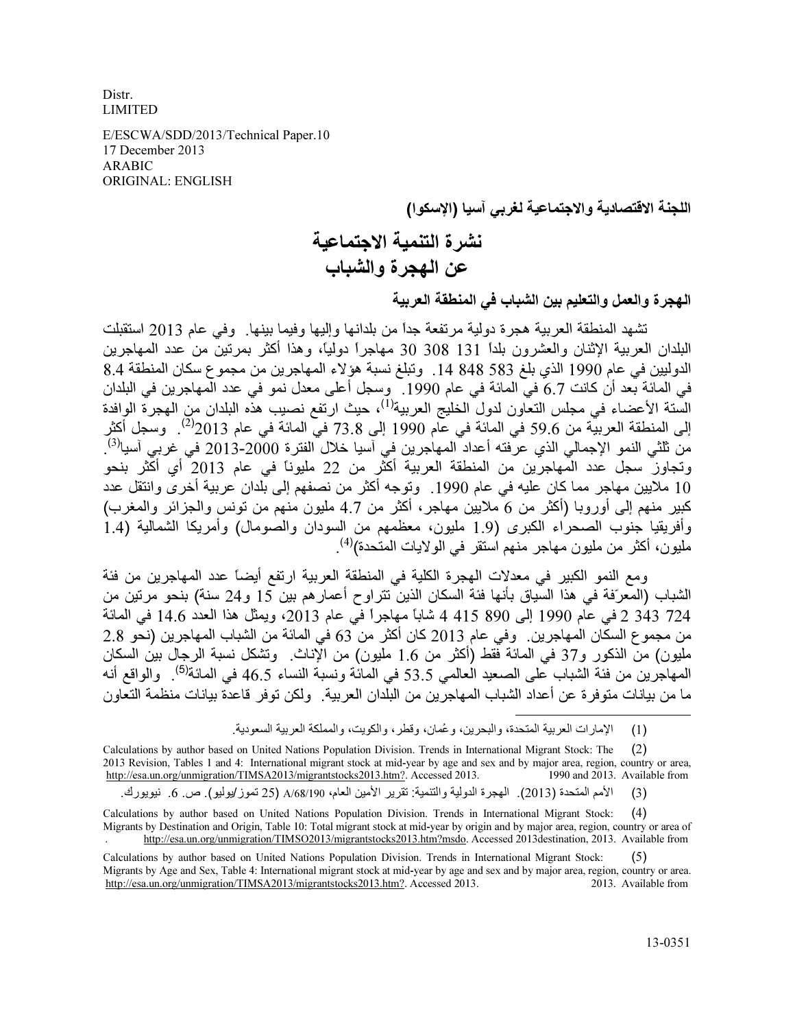Distr.
LIMITED

E/ESCWA/SDD/2013/Technical Paper.10
17 December 2013
ARABIC
ORIGINAL: ENGLISH

**اللجنة الاقتصادية والاجتماعية لغربي آسيا (الإسكوا)**

# نشرة التنمية الاجتماعية
# عن الهجرة والشباب

## الهجرة والعمل والتعليم بين الشباب في المنطقة العربية

تشهد المنطقة العربية هجرة دولية مرتفعة جداً من بلدانها وإليها وفيما بينها. وفي عام 2013 استقبلت البلدان العربية الإثنان والعشرون بلداً 131 308 30 مهاجراً دولياً، وهذا أكثر بمرتين من عدد المهاجرين الدوليين في عام 1990 الذي بلغ 583 848 14. وتبلغ نسبة هؤلاء المهاجرين من مجموع سكان المنطقة 8.4 في المائة بعد أن كانت 6.7 في المائة في عام 1990. وسجل أعلى معدل نمو في عدد المهاجرين في البلدان الستة الأعضاء في مجلس التعاون لدول الخليج العربية[1]، حيث ارتفع نصيب هذه البلدان من الهجرة الوافدة إلى المنطقة العربية من 59.6 في المائة في عام 1990 إلى 73.8 في المائة في عام 2013[2]. وسجل أكثر من ثلثي النمو الإجمالي الذي عرفته أعداد المهاجرين في آسيا خلال الفترة 2000-2013 في غربي آسيا[3]. وتجاوز سجل عدد المهاجرين من المنطقة العربية أكثر من 22 مليوناً في عام 2013 أي أكثر بنحو 10 ملايين مهاجر مما كان عليه في عام 1990. وتوجه أكثر من نصفهم إلى بلدان عربية أخرى وانتقل عدد كبير منهم إلى أوروبا (أكثر من 6 ملايين مهاجر، أكثر من 4.7 مليون منهم من تونس والجزائر والمغرب) وأفريقيا جنوب الصحراء الكبرى (1.9 مليون، معظمهم من السودان والصومال) وأمريكا الشمالية (1.4 مليون، أكثر من مليون مهاجر منهم استقر في الولايات المتحدة)[4].

ومع النمو الكبير في معدلات الهجرة الكلية في المنطقة العربية ارتفع أيضاً عدد المهاجرين من فئة الشباب (المعرّفة في هذا السياق بأنها فئة السكان الذين تتراوح أعمارهم بين 15 و24 سنة) بنحو مرتين من 724 343 2 في عام 1990 إلى 890 415 4 شاباً مهاجراً في عام 2013، ويمثل هذا العدد 14.6 في المائة من مجموع السكان المهاجرين. وفي عام 2013 كان أكثر من 63 في المائة من الشباب المهاجرين (نحو 2.8 مليون) من الذكور و37 في المائة فقط (أكثر من 1.6 مليون) من الإناث. وتشكل نسبة الرجال بين السكان المهاجرين من فئة الشباب على الصعيد العالمي 53.5 في المائة ونسبة النساء 46.5 في المائة[5]. والواقع أنه ما من بيانات متوفرة عن أعداد الشباب المهاجرين من البلدان العربية. ولكن توفر قاعدة بيانات منظمة التعاون

---

(1) الإمارات العربية المتحدة، والبحرين، وعُمان، وقطر، والكويت، والمملكة العربية السعودية.

(2) Calculations by author based on United Nations Population Division. Trends in International Migrant Stock: The 2013 Revision, Tables 1 and 4: International migrant stock at mid-year by age and sex and by major area, region, country or area, 1990 and 2013. Available from http://esa.un.org/unmigration/TIMSA2013/migrantstocks2013.htm?. Accessed 2013.

(3) الأمم المتحدة (2013). الهجرة الدولية والتنمية: تقرير الأمين العام، A/68/190 (25 تموز/يوليو). ص. 6. نيويورك.

(4) Calculations by author based on United Nations Population Division. Trends in International Migrant Stock: Migrants by Destination and Origin, Table 10: Total migrant stock at mid-year by origin and by major area, region, country or area of destination, 2013. Available from http://esa.un.org/unmigration/TIMSO2013/migrantstocks2013.htm?msdo. Accessed 2013.

(5) Calculations by author based on United Nations Population Division. Trends in International Migrant Stock: Migrants by Age and Sex, Table 4: International migrant stock at mid-year by age and sex and by major area, region, country or area. 2013. Available from http://esa.un.org/unmigration/TIMSA2013/migrantstocks2013.htm?. Accessed 2013.

13-0351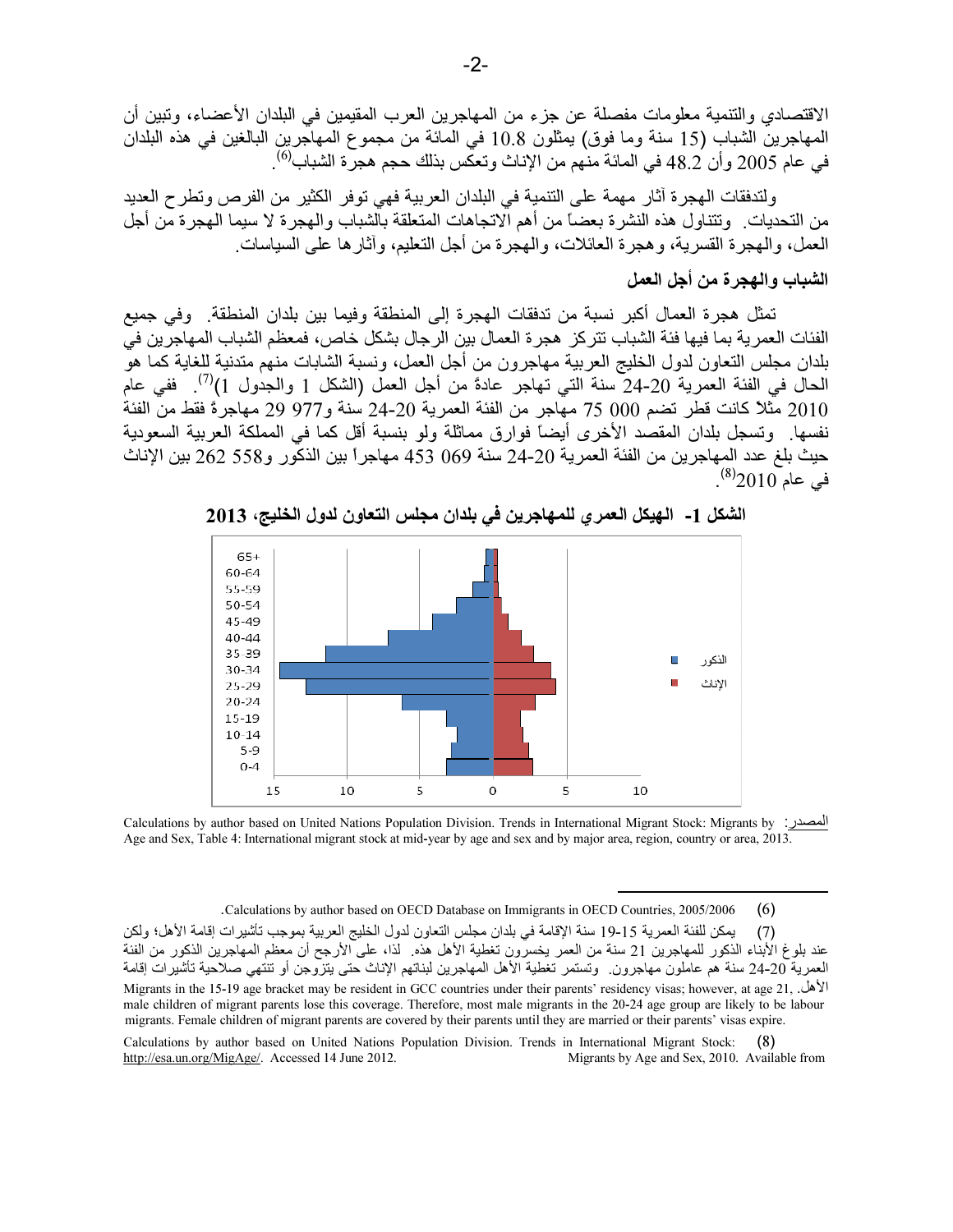الاقتصادي والتنمية معلومات مفصلة عن جزء من المهاجرين العرب المقيمين في البلدان الأعضاء، وتبين أن المهاجرين الشباب (15 سنة وما فوق) يمثلون 10.8 في المائة من مجموع المهاجرين البالغين في هذه البلدان في عام 2005 وأن 48.2 في المائة منهم من الإناث وتعكس بذلك حجم هجرة الشباب[(6)].

ولتدفقات الهجرة آثار مهمة على التنمية في البلدان العربية فهي توفر الكثير من الفرص وتطرح العديد من التحديات. وتتناول هذه النشرة بعضاً من أهم الاتجاهات المتعلقة بالشباب والهجرة لا سيما الهجرة من أجل العمل، والهجرة القسرية، وهجرة العائلات، والهجرة من أجل التعليم، وآثارها على السياسات.

## الشباب والهجرة من أجل العمل

تمثل هجرة العمال أكبر نسبة من تدفقات الهجرة إلى المنطقة وفيما بين بلدان المنطقة. وفي جميع الفئات العمرية بما فيها فئة الشباب تتركز هجرة العمال بين الرجال بشكل خاص، فمعظم الشباب المهاجرين في بلدان مجلس التعاون لدول الخليج العربية مهاجرون من أجل العمل، ونسبة الشابات منهم متدنية للغاية كما هو الحال في الفئة العمرية 20-24 سنة التي تهاجر عادةً من أجل العمل (الشكل 1 والجدول 1)[(7)]. ففي عام 2010 مثلاً كانت قطر تضم 000 75 مهاجر من الفئة العمرية 20-24 سنة و977 29 مهاجرةً فقط من الفئة نفسها. وتسجل بلدان المقصد الأخرى أيضاً فوارق مماثلة ولو بنسبة أقل كما في المملكة العربية السعودية حيث بلغ عدد المهاجرين من الفئة العمرية 20-24 سنة 069 453 مهاجراً بين الذكور و558 262 بين الإناث في عام 2010[(8)].

**الشكل 1- الهيكل العمري للمهاجرين في بلدان مجلس التعاون لدول الخليج، 2013**

المصدر: Calculations by author based on United Nations Population Division. Trends in International Migrant Stock: Migrants by Age and Sex, Table 4: International migrant stock at mid-year by age and sex and by major area, region, country or area, 2013.

---

(6) Calculations by author based on OECD Database on Immigrants in OECD Countries, 2005/2006.

(7) يمكن للفئة العمرية 15-19 سنة الإقامة في بلدان مجلس التعاون لدول الخليج العربية بموجب تأشيرات إقامة الأهل؛ ولكن عند بلوغ الأبناء الذكور للمهاجرين 21 سنة من العمر يخسرون تغطية الأهل هذه. لذا، على الأرجح أن معظم المهاجرين الذكور من الفئة العمرية 20-24 سنة هم عاملون مهاجرون. وتستمر تغطية الأهل المهاجرين لبناتهم الإناث حتى يتزوجن أو تنتهي صلاحية تأشيرات إقامة الأهل. Migrants in the 15-19 age bracket may be resident in GCC countries under their parents' residency visas; however, at age 21, male children of migrant parents lose this coverage. Therefore, most male migrants in the 20-24 age group are likely to be labour migrants. Female children of migrant parents are covered by their parents until they are married or their parents' visas expire.

(8) Calculations by author based on United Nations Population Division. Trends in International Migrant Stock: Migrants by Age and Sex, 2010. Available from http://esa.un.org/MigAge/. Accessed 14 June 2012.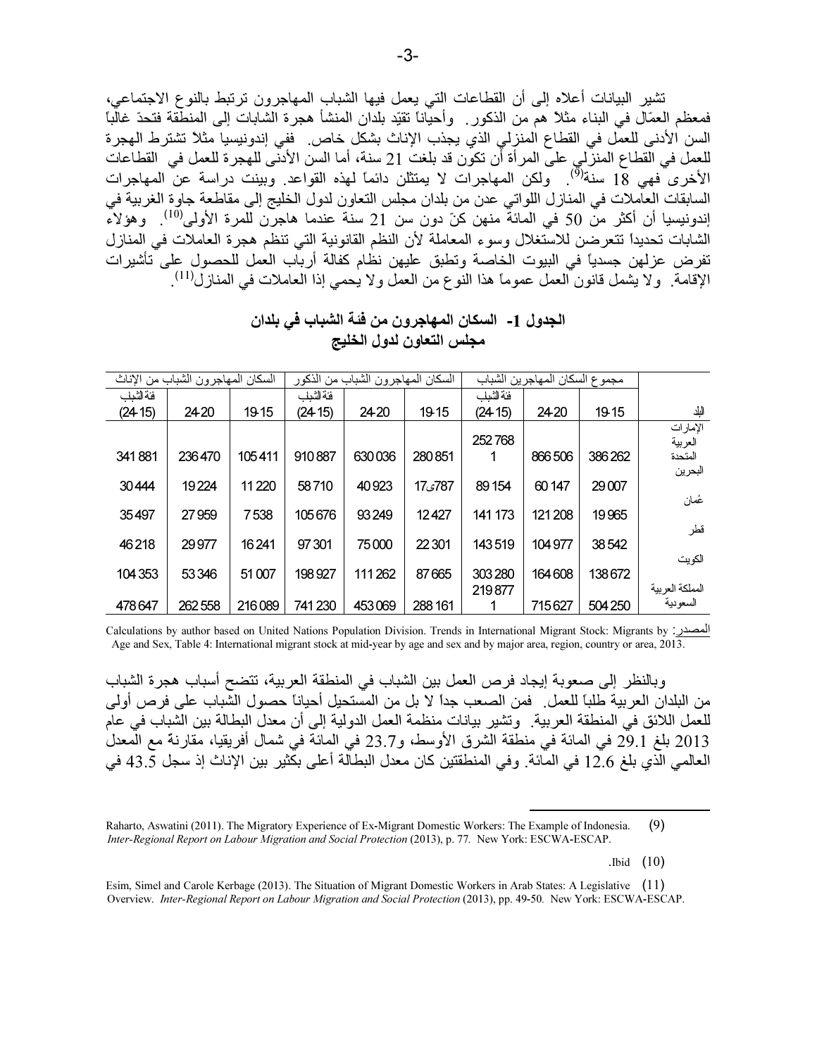تشير البيانات أعلاه إلى أن القطاعات التي يعمل فيها الشباب المهاجرون ترتبط بالنوع الاجتماعي، فمعظم العمّال في البناء مثلاً هم من الذكور. وأحياناً تقيّد بلدان المنشأ هجرة الشابات إلى المنطقة فتحدّ غالباً السن الأدنى للعمل في القطاع المنزلي الذي يجذب الإناث بشكل خاص. ففي إندونيسيا مثلاً تشترط الهجرة للعمل في القطاع المنزلي على المرأة أن تكون قد بلغت 21 سنة، أما السن الأدنى للهجرة للعمل في القطاعات الأخرى فهي 18 سنة[9]. ولكن المهاجرات لا يمتثلن دائماً لهذه القواعد. وبينت دراسة عن المهاجرات السابقات العاملات في المنازل اللواتي عدن من بلدان مجلس التعاون لدول الخليج إلى مقاطعة جاوة الغربية في إندونيسيا أن أكثر من 50 في المائة منهن كنّ دون سن 21 سنة عندما هاجرن للمرة الأولى[10]. وهؤلاء الشابات تحديداً تتعرضن للاستغلال وسوء المعاملة لأن النظم القانونية التي تنظم هجرة العاملات في المنازل تفرض عزلهن جسدياً في البيوت الخاصة وتطبق عليهن نظام كفالة أرباب العمل للحصول على تأشيرات الإقامة. ولا يشمل قانون العمل عموماً هذا النوع من العمل ولا يحمي إذا العاملات في المنازل[11].

**الجدول 1- السكان المهاجرون من فئة الشباب في بلدان مجلس التعاون لدول الخليج**

| البلد | مجموع السكان المهاجرين الشباب | | | السكان المهاجرون الشباب من الذكور | | | السكان المهاجرون الشباب من الإناث | | |
|---|---|---|---|---|---|---|---|---|---|
| | 19-15 | 24-20 | فئة الشباب (24-15) | 19-15 | 24-20 | فئة الشباب (24-15) | 19-15 | 24-20 | فئة الشباب (24-15) |
| الإمارات العربية المتحدة | 386 262 | 866 506 | 252 768 1 | 280 851 | 630 036 | 910 887 | 105 411 | 236 470 | 341 881 |
| البحرين | 29 007 | 60 147 | 89 154 | 17،787 | 40 923 | 58 710 | 11 220 | 19 224 | 30 444 |
| عُمان | 19 965 | 121 208 | 141 173 | 12 427 | 93 249 | 105 676 | 7 538 | 27 959 | 35 497 |
| قطر | 38 542 | 104 977 | 143 519 | 22 301 | 75 000 | 97 301 | 16 241 | 29 977 | 46 218 |
| الكويت | 138 672 | 164 608 | 303 280 | 87 665 | 111 262 | 198 927 | 51 007 | 53 346 | 104 353 |
| المملكة العربية السعودية | 504 250 | 715 627 | 219 877 1 | 288 161 | 453 069 | 741 230 | 216 089 | 262 558 | 478 647 |

المصدر: Calculations by author based on United Nations Population Division. Trends in International Migrant Stock: Migrants by Age and Sex, Table 4: International migrant stock at mid-year by age and sex and by major area, region, country or area, 2013.

وبالنظر إلى صعوبة إيجاد فرص العمل بين الشباب في المنطقة العربية، تتضح أسباب هجرة الشباب من البلدان العربية طلباً للعمل. فمن الصعب جداً لا بل من المستحيل أحياناً حصول الشباب على فرص أولى للعمل اللائق في المنطقة العربية. وتشير بيانات منظمة العمل الدولية إلى أن معدل البطالة بين الشباب في عام 2013 بلغ 29.1 في المائة في منطقة الشرق الأوسط، و23.7 في المائة في شمال أفريقيا، مقارنة مع المعدل العالمي الذي بلغ 12.6 في المائة. وفي المنطقتين كان معدل البطالة أعلى بكثير بين الإناث إذ سجل 43.5 في

---

(9) Raharto, Aswatini (2011). The Migratory Experience of Ex-Migrant Domestic Workers: The Example of Indonesia. *Inter-Regional Report on Labour Migration and Social Protection* (2013), p. 77. New York: ESCWA-ESCAP.

(10) Ibid.

(11) Esim, Simel and Carole Kerbage (2013). The Situation of Migrant Domestic Workers in Arab States: A Legislative Overview. *Inter-Regional Report on Labour Migration and Social Protection* (2013), pp. 49-50. New York: ESCWA-ESCAP.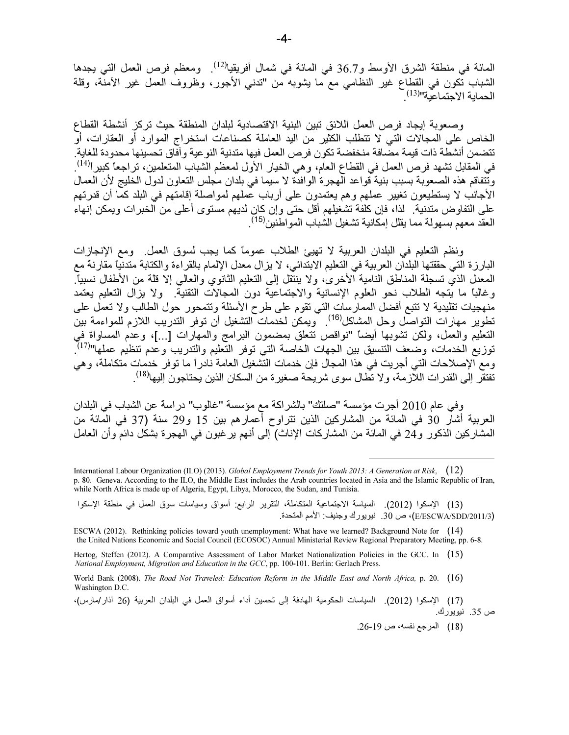المائة في منطقة الشرق الأوسط و36.7 في المائة في شمال أفريقيا[12]. ومعظم فرص العمل التي يجدها الشباب تكون في القطاع غير النظامي مع ما يشوبه من "تدني الأجور، وظروف العمل غير الآمنة، وقلة الحماية الاجتماعية"[13].

وصعوبة إيجاد فرص العمل اللائق تبين البنية الاقتصادية لبلدان المنطقة حيث تركز أنشطة القطاع الخاص على المجالات التي لا تتطلب الكثير من اليد العاملة كصناعات استخراج الموارد أو العقارات، أو تتضمن أنشطة ذات قيمة مضافة منخفضة تكون فرص العمل فيها متدنية النوعية وآفاق تحسينها محدودة للغاية. في المقابل تشهد فرص العمل في القطاع العام، وهي الخيار الأول لمعظم الشباب المتعلمين، تراجعاً كبيراً[14]. وتتفاقم هذه الصعوبة بسبب بنية قواعد الهجرة الوافدة لا سيما في بلدان مجلس التعاون لدول الخليج لأن العمال الأجانب لا يستطيعون تغيير عملهم وهم يعتمدون على أرباب عملهم لمواصلة إقامتهم في البلد كما أن قدرتهم على التفاوض متدنية. لذا، فإن كلفة تشغيلهم أقل حتى وإن كان لديهم مستوى أعلى من الخبرات ويمكن إنهاء العقد معهم بسهولة مما يقلل إمكانية تشغيل الشباب المواطنين[15].

ونظم التعليم في البلدان العربية لا تهيئ الطلاب عموماً كما يجب لسوق العمل. ومع الإنجازات البارزة التي حققتها البلدان العربية في التعليم الابتدائي، لا يزال معدل الإلمام بالقراءة والكتابة متدنياً مقارنة مع المعدل الذي تسجلة المناطق النامية الأخرى، ولا ينتقل إلى التعليم الثانوي والعالي إلا قلة من الأطفال نسبياً. وغالباً ما يتجه الطلاب نحو العلوم الإنسانية والاجتماعية دون المجالات التقنية. ولا يزال التعليم يعتمد منهجيات تقليدية لا تتبع أفضل الممارسات التي تقوم على طرح الأسئلة وتتمحور حول الطالب ولا تعمل على تطوير مهارات التواصل وحل المشاكل[16]. ويمكن لخدمات التشغيل أن توفر التدريب اللازم للمواءمة بين التعليم والعمل، ولكن تشوبها أيضاً "نواقص تتعلق بمضمون البرامج والمهارات [...]، وعدم المساواة في توزيع الخدمات، وضعف التنسيق بين الجهات الخاصة التي توفر التعليم والتدريب وعدم تنظيم عملها"[17]. ومع الإصلاحات التي أجريت في هذا المجال فإن خدمات التشغيل العامة نادراً ما توفر خدمات متكاملة، وهي تفتقر إلى القدرات اللازمة، ولا تطال سوى شريحة صغيرة من السكان الذين يحتاجون إليها[18].

وفي عام 2010 أجرت مؤسسة "صلتك" بالشراكة مع مؤسسة "غالوب" دراسة عن الشباب في البلدان العربية أشار 30 في المائة من المشاركين الذين تتراوح أعمارهم بين 15 و29 سنة (37 في المائة من المشاركين الذكور و24 في المائة من المشاركات الإناث) إلى أنهم يرغبون في الهجرة بشكل دائم وأن العامل

---

(12) International Labour Organization (ILO) (2013). *Global Employment Trends for Youth 2013: A Generation at Risk*, p. 80. Geneva. According to the ILO, the Middle East includes the Arab countries located in Asia and the Islamic Republic of Iran, while North Africa is made up of Algeria, Egypt, Libya, Morocco, the Sudan, and Tunisia.

(13) الإسكوا (2012). السياسة الاجتماعية المتكاملة، التقرير الرابع: أسواق وسياسات سوق العمل في منطقة الإسكوا (E/ESCWA/SDD/2011/3)، ص 30. نيويورك وجنيف: الأمم المتحدة.

(14) ESCWA (2012). Rethinking policies toward youth unemployment: What have we learned? Background Note for the United Nations Economic and Social Council (ECOSOC) Annual Ministerial Review Regional Preparatory Meeting, pp. 6-8.

(15) Hertog, Steffen (2012). A Comparative Assessment of Labor Market Nationalization Policies in the GCC. In *National Employment, Migration and Education in the GCC*, pp. 100-101. Berlin: Gerlach Press.

(16) World Bank (2008). *The Road Not Traveled: Education Reform in the Middle East and North Africa,* p. 20. Washington D.C.

(17) الإسكوا (2012). السياسات الحكومية الهادفة إلى تحسين أداء أسواق العمل في البلدان العربية (26 آذار/مارس)، ص 35. نيويورك.

(18) المرجع نفسه، ص 19-26.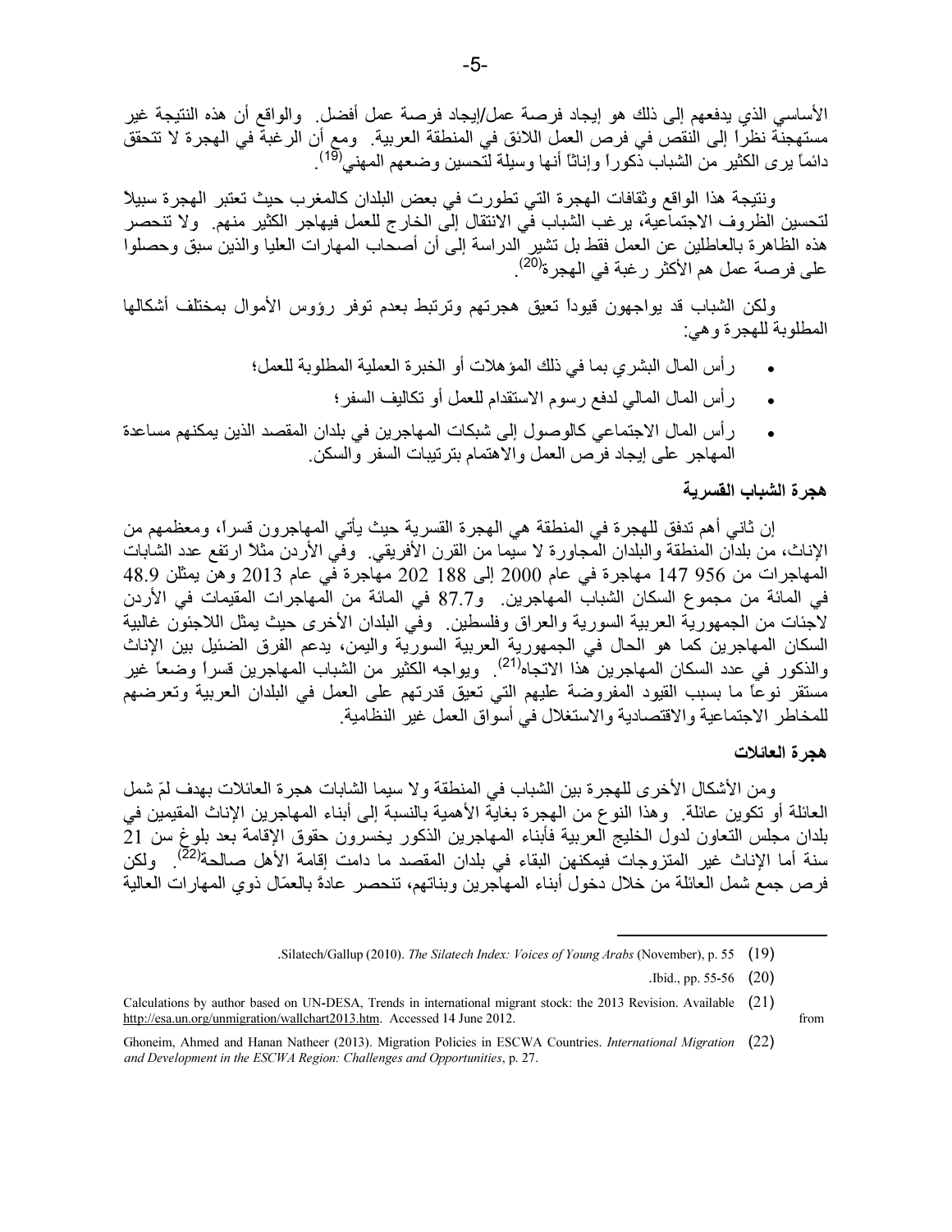الأساسي الذي يدفعهم إلى ذلك هو إيجاد فرصة عمل/إيجاد فرصة عمل أفضل. والواقع أن هذه النتيجة غير مستهجنة نظراً إلى النقص في فرص العمل اللائق في المنطقة العربية. ومع أن الرغبة في الهجرة لا تتحقق دائماً يرى الكثير من الشباب ذكوراً وإناثاً أنها وسيلة لتحسين وضعهم المهني[19].

ونتيجة هذا الواقع وثقافات الهجرة التي تطورت في بعض البلدان كالمغرب حيث تعتبر الهجرة سبيلاً لتحسين الظروف الاجتماعية، يرغب الشباب في الانتقال إلى الخارج للعمل فيهاجر الكثير منهم. ولا تنحصر هذه الظاهرة بالعاطلين عن العمل فقط بل تشير الدراسة إلى أن أصحاب المهارات العليا والذين سبق وحصلوا على فرصة عمل هم الأكثر رغبة في الهجرة[20].

ولكن الشباب قد يواجهون قيوداً تعيق هجرتهم وترتبط بعدم توفر رؤوس الأموال بمختلف أشكالها المطلوبة للهجرة وهي:

- رأس المال البشري بما في ذلك المؤهلات أو الخبرة العملية المطلوبة للعمل؛
- رأس المال المالي لدفع رسوم الاستقدام للعمل أو تكاليف السفر؛
- رأس المال الاجتماعي كالوصول إلى شبكات المهاجرين في بلدان المقصد الذين يمكنهم مساعدة المهاجر على إيجاد فرص العمل والاهتمام بترتيبات السفر والسكن.

### هجرة الشباب القسرية

إن ثاني أهم تدفق للهجرة في المنطقة هي الهجرة القسرية حيث يأتي المهاجرون قسراً، ومعظمهم من الإناث، من بلدان المنطقة والبلدان المجاورة لا سيما من القرن الأفريقي. وفي الأردن مثلاً ارتفع عدد الشابات المهاجرات من 956 147 مهاجرة في عام 2000 إلى 188 202 مهاجرة في عام 2013 وهن يمثلن 48.9 في المائة من مجموع السكان الشباب المهاجرين. و87.7 في المائة من المهاجرات المقيمات في الأردن لاجئات من الجمهورية العربية السورية والعراق وفلسطين. وفي البلدان الأخرى حيث يمثل اللاجئون غالبية السكان المهاجرين كما هو الحال في الجمهورية العربية السورية واليمن، يدعم الفرق الضئيل بين الإناث والذكور في عدد السكان المهاجرين هذا الاتجاه[21]. ويواجه الكثير من الشباب المهاجرين قسراً وضعاً غير مستقر نوعاً ما بسبب القيود المفروضة عليهم التي تعيق قدرتهم على العمل في البلدان العربية وتعرضهم للمخاطر الاجتماعية والاقتصادية والاستغلال في أسواق العمل غير النظامية.

### هجرة العائلات

ومن الأشكال الأخرى للهجرة بين الشباب في المنطقة ولا سيما الشابات هجرة العائلات بهدف لمّ شمل العائلة أو تكوين عائلة. وهذا النوع من الهجرة بغاية الأهمية بالنسبة إلى أبناء المهاجرين الإناث المقيمين في بلدان مجلس التعاون لدول الخليج العربية فأبناء المهاجرين الذكور يخسرون حقوق الإقامة بعد بلوغ سن 21 سنة أما الإناث غير المتزوجات فيمكنهن البقاء في بلدان المقصد ما دامت إقامة الأهل صالحة[22]. ولكن فرص جمع شمل العائلة من خلال دخول أبناء المهاجرين وبناتهم، تنحصر عادةً بالعمّال ذوي المهارات العالية

---

(19) Silatech/Gallup (2010). *The Silatech Index: Voices of Young Arabs* (November), p. 55.

(20) Ibid., pp. 55-56.

(21) Calculations by author based on UN-DESA, Trends in international migrant stock: the 2013 Revision. Available from http://esa.un.org/unmigration/wallchart2013.htm. Accessed 14 June 2012.

(22) Ghoneim, Ahmed and Hanan Natheer (2013). Migration Policies in ESCWA Countries. *International Migration and Development in the ESCWA Region: Challenges and Opportunities*, p. 27.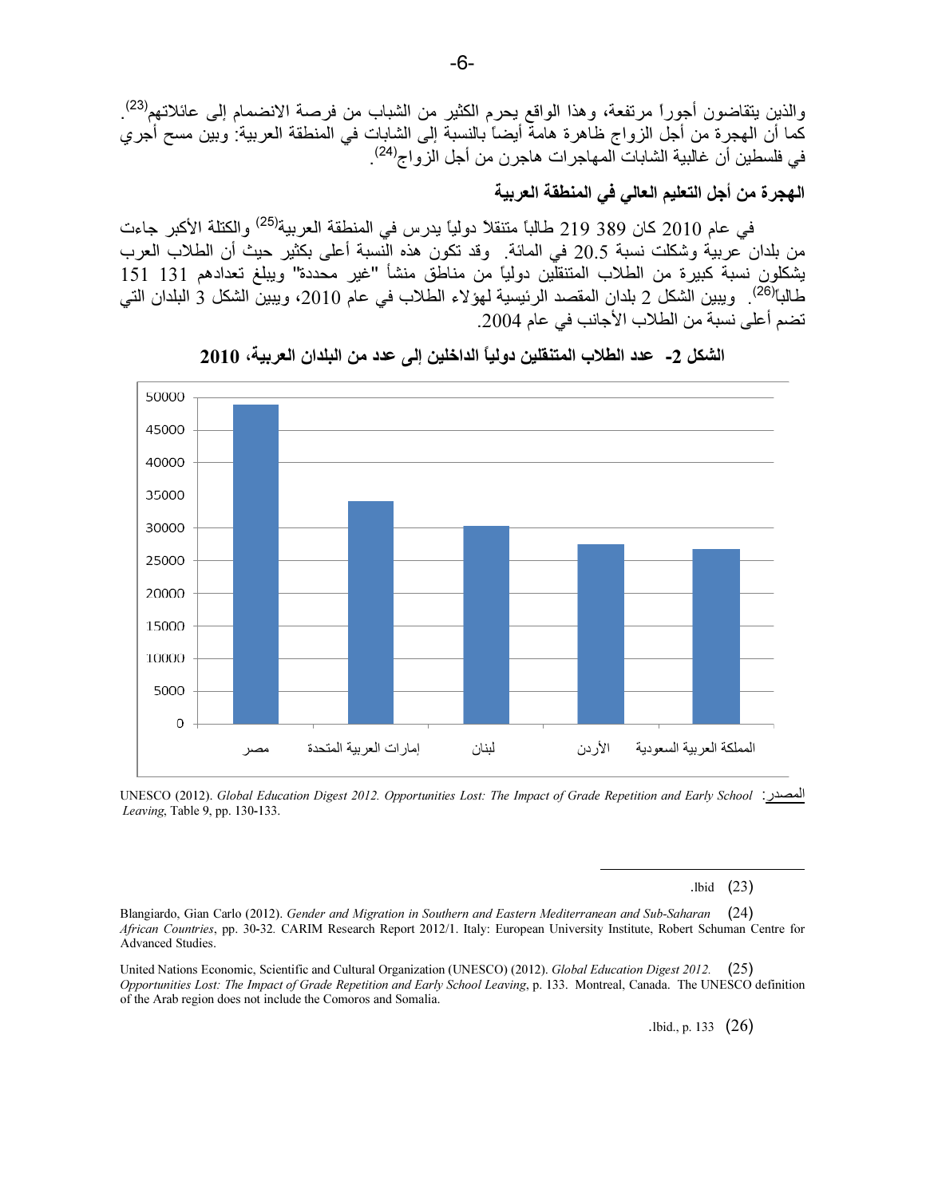والذين يتقاضون أجوراً مرتفعة، وهذا الواقع يحرم الكثير من الشباب من فرصة الانضمام إلى عائلاتهم[23]. كما أن الهجرة من أجل الزواج ظاهرة هامة أيضاً بالنسبة إلى الشابات في المنطقة العربية. وبين مسح أجري في فلسطين أن غالبية الشابات المهاجرات هاجرن من أجل الزواج[24].

## الهجرة من أجل التعليم العالي في المنطقة العربية

في عام 2010 كان 389 219 طالباً متنقلاً دولياً يدرس في المنطقة العربية[25] والكتلة الأكبر جاءت من بلدان عربية وشكلت نسبة 20.5 في المائة. وقد تكون هذه النسبة أعلى بكثير حيث أن الطلاب العرب يشكلون نسبة كبيرة من الطلاب المتنقلين دولياً من مناطق منشأ "غير محددة" ويبلغ تعدادهم 131 151 طالباً[26]. ويبين الشكل 2 بلدان المقصد الرئيسية لهؤلاء الطلاب في عام 2010، ويبين الشكل 3 البلدان التي تضم أعلى نسبة من الطلاب الأجانب في عام 2004.

**الشكل 2- عدد الطلاب المتنقلين دولياً الداخلين إلى عدد من البلدان العربية، 2010**

| البلد | عدد الطلاب (تقريبي) |
|---|---|
| مصر | ~49000 |
| إمارات العربية المتحدة | ~34000 |
| لبنان | ~30000 |
| الأردن | ~27500 |
| المملكة العربية السعودية | ~26800 |

المصدر: UNESCO (2012). *Global Education Digest 2012. Opportunities Lost: The Impact of Grade Repetition and Early School Leaving*, Table 9, pp. 130-133.

---

(23) Ibid.

(24) Blangiardo, Gian Carlo (2012). *Gender and Migration in Southern and Eastern Mediterranean and Sub-Saharan African Countries*, pp. 30-32. CARIM Research Report 2012/1. Italy: European University Institute, Robert Schuman Centre for Advanced Studies.

(25) United Nations Economic, Scientific and Cultural Organization (UNESCO) (2012). *Global Education Digest 2012. Opportunities Lost: The Impact of Grade Repetition and Early School Leaving*, p. 133. Montreal, Canada. The UNESCO definition of the Arab region does not include the Comoros and Somalia.

(26) Ibid., p. 133.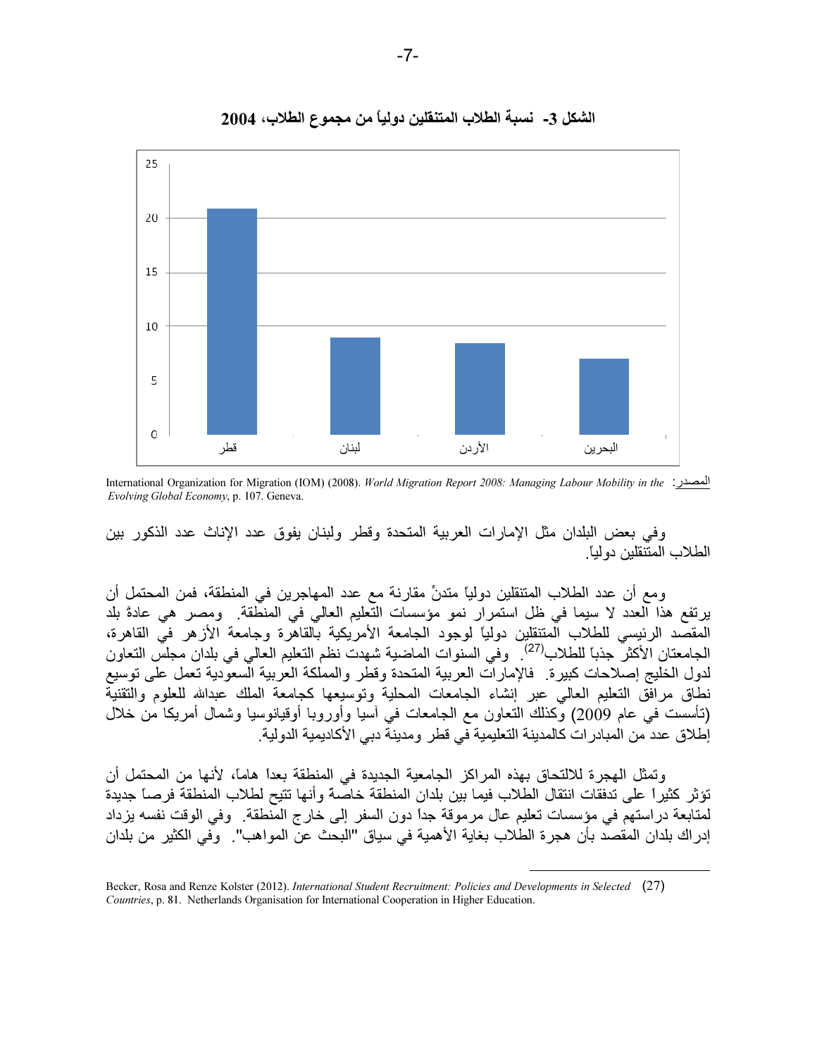**الشكل 3- نسبة الطلاب المتنقلين دولياً من مجموع الطلاب، 2004**

| البلد | النسبة |
|---|---|
| قطر | 21 |
| لبنان | 9 |
| الأردن | 8.5 |
| البحرين | 7 |

المصدر: International Organization for Migration (IOM) (2008). *World Migration Report 2008: Managing Labour Mobility in the Evolving Global Economy*, p. 107. Geneva.

وفي بعض البلدان مثل الإمارات العربية المتحدة وقطر ولبنان يفوق عدد الإناث عدد الذكور بين الطلاب المتنقلين دولياً.

ومع أن عدد الطلاب المتنقلين دولياً متدنٍّ مقارنة مع عدد المهاجرين في المنطقة، فمن المحتمل أن يرتفع هذا العدد لا سيما في ظل استمرار نمو مؤسسات التعليم العالي في المنطقة. ومصر هي عادةً بلد المقصد الرئيسي للطلاب المتنقلين دولياً لوجود الجامعة الأمريكية بالقاهرة وجامعة الأزهر في القاهرة، الجامعتان الأكثر جذباً للطلاب[27]. وفي السنوات الماضية شهدت نظم التعليم العالي في بلدان مجلس التعاون لدول الخليج إصلاحات كبيرة. فالإمارات العربية المتحدة وقطر والمملكة العربية السعودية تعمل على توسيع نطاق مرافق التعليم العالي عبر إنشاء الجامعات المحلية وتوسيعها كجامعة الملك عبدالله للعلوم والتقنية (تأسست في عام 2009) وكذلك التعاون مع الجامعات في آسيا وأوروبا أوقيانوسيا وشمال أمريكا من خلال إطلاق عدد من المبادرات كالمدينة التعليمية في قطر ومدينة دبي الأكاديمية الدولية.

وتمثل الهجرة للالتحاق بهذه المراكز الجامعية الجديدة في المنطقة بعداً هاماً، لأنها من المحتمل أن تؤثر كثيراً على تدفقات انتقال الطلاب فيما بين بلدان المنطقة خاصة وأنها تتيح لطلاب المنطقة فرصاً جديدة لمتابعة دراستهم في مؤسسات تعليم عال مرموقة جداً دون السفر إلى خارج المنطقة. وفي الوقت نفسه يزداد إدراك بلدان المقصد بأن هجرة الطلاب بغاية الأهمية في سياق "البحث عن المواهب". وفي الكثير من بلدان

---

(27) Becker, Rosa and Renze Kolster (2012). *International Student Recruitment: Policies and Developments in Selected Countries*, p. 81. Netherlands Organisation for International Cooperation in Higher Education.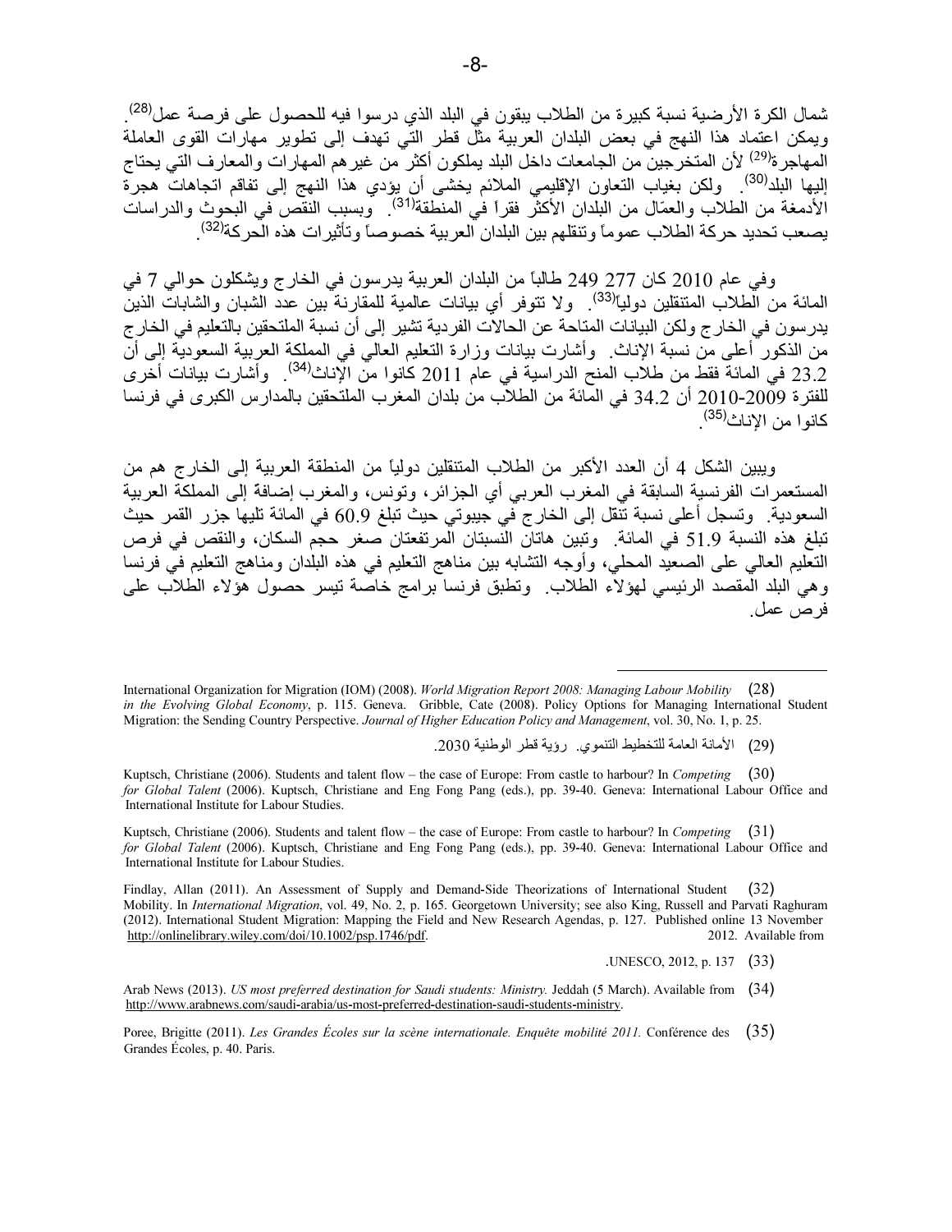شمال الكرة الأرضية نسبة كبيرة من الطلاب يبقون في البلد الذي درسوا فيه للحصول على فرصة عمل[28]. ويمكن اعتماد هذا النهج في بعض البلدان العربية مثل قطر التي تهدف إلى تطوير مهارات القوى العاملة المهاجرة[29] لأن المتخرجين من الجامعات داخل البلد يملكون أكثر من غيرهم المهارات والمعارف التي يحتاج إليها البلد[30]. ولكن بغياب التعاون الإقليمي الملائم يخشى أن يؤدي هذا النهج إلى تفاقم اتجاهات هجرة الأدمغة من الطلاب والعمّال من البلدان الأكثر فقراً في المنطقة[31]. وبسبب النقص في البحوث والدراسات يصعب تحديد حركة الطلاب عموماً وتنقلهم بين البلدان العربية خصوصاً وتأثيرات هذه الحركة[32].

وفي عام 2010 كان 277 249 طالباً من البلدان العربية يدرسون في الخارج ويشكلون حوالي 7 في المائة من الطلاب المتنقلين دولياً[33]. ولا تتوفر أي بيانات عالمية للمقارنة بين عدد الشبان والشابات الذين يدرسون في الخارج ولكن البيانات المتاحة عن الحالات الفردية تشير إلى أن نسبة الملتحقين بالتعليم في الخارج من الذكور أعلى من نسبة الإناث. وأشارت بيانات وزارة التعليم العالي في المملكة العربية السعودية إلى أن 23.2 في المائة فقط من طلاب المنح الدراسية في عام 2011 كانوا من الإناث[34]. وأشارت بيانات أخرى للفترة 2009-2010 أن 34.2 في المائة من الطلاب من بلدان المغرب الملتحقين بالمدارس الكبرى في فرنسا كانوا من الإناث[35].

ويبين الشكل 4 أن العدد الأكبر من الطلاب المتنقلين دولياً من المنطقة العربية إلى الخارج هم من المستعمرات الفرنسية السابقة في المغرب العربي أي الجزائر، وتونس، والمغرب إضافة إلى المملكة العربية السعودية. وتسجل أعلى نسبة تنقل إلى الخارج في جيبوتي حيث تبلغ 60.9 في المائة تليها جزر القمر حيث تبلغ هذه النسبة 51.9 في المائة. وتبين هاتان النسبتان المرتفعتان صغر حجم السكان، والنقص في فرص التعليم العالي على الصعيد المحلي، وأوجه التشابه بين مناهج التعليم في هذه البلدان ومناهج التعليم في فرنسا وهي البلد المقصد الرئيسي لهؤلاء الطلاب. وتطبق فرنسا برامج خاصة تيسر حصول هؤلاء الطلاب على فرص عمل.

---

(28) International Organization for Migration (IOM) (2008). *World Migration Report 2008: Managing Labour Mobility in the Evolving Global Economy*, p. 115. Geneva. Gribble, Cate (2008). Policy Options for Managing International Student Migration: the Sending Country Perspective. *Journal of Higher Education Policy and Management*, vol. 30, No. 1, p. 25.

(29) الأمانة العامة للتخطيط التنموي. رؤية قطر الوطنية 2030.

(30) Kuptsch, Christiane (2006). Students and talent flow – the case of Europe: From castle to harbour? In *Competing for Global Talent* (2006). Kuptsch, Christiane and Eng Fong Pang (eds.), pp. 39-40. Geneva: International Labour Office and International Institute for Labour Studies.

(31) Kuptsch, Christiane (2006). Students and talent flow – the case of Europe: From castle to harbour? In *Competing for Global Talent* (2006). Kuptsch, Christiane and Eng Fong Pang (eds.), pp. 39-40. Geneva: International Labour Office and International Institute for Labour Studies.

(32) Findlay, Allan (2011). An Assessment of Supply and Demand-Side Theorizations of International Student Mobility. In *International Migration*, vol. 49, No. 2, p. 165. Georgetown University; see also King, Russell and Parvati Raghuram (2012). International Student Migration: Mapping the Field and New Research Agendas, p. 127. Published online 13 November 2012. Available from http://onlinelibrary.wiley.com/doi/10.1002/psp.1746/pdf.

(33) UNESCO, 2012, p. 137.

(34) Arab News (2013). *US most preferred destination for Saudi students: Ministry.* Jeddah (5 March). Available from http://www.arabnews.com/saudi-arabia/us-most-preferred-destination-saudi-students-ministry.

(35) Poree, Brigitte (2011). *Les Grandes Écoles sur la scène internationale. Enquête mobilité 2011.* Conférence des Grandes Écoles, p. 40. Paris.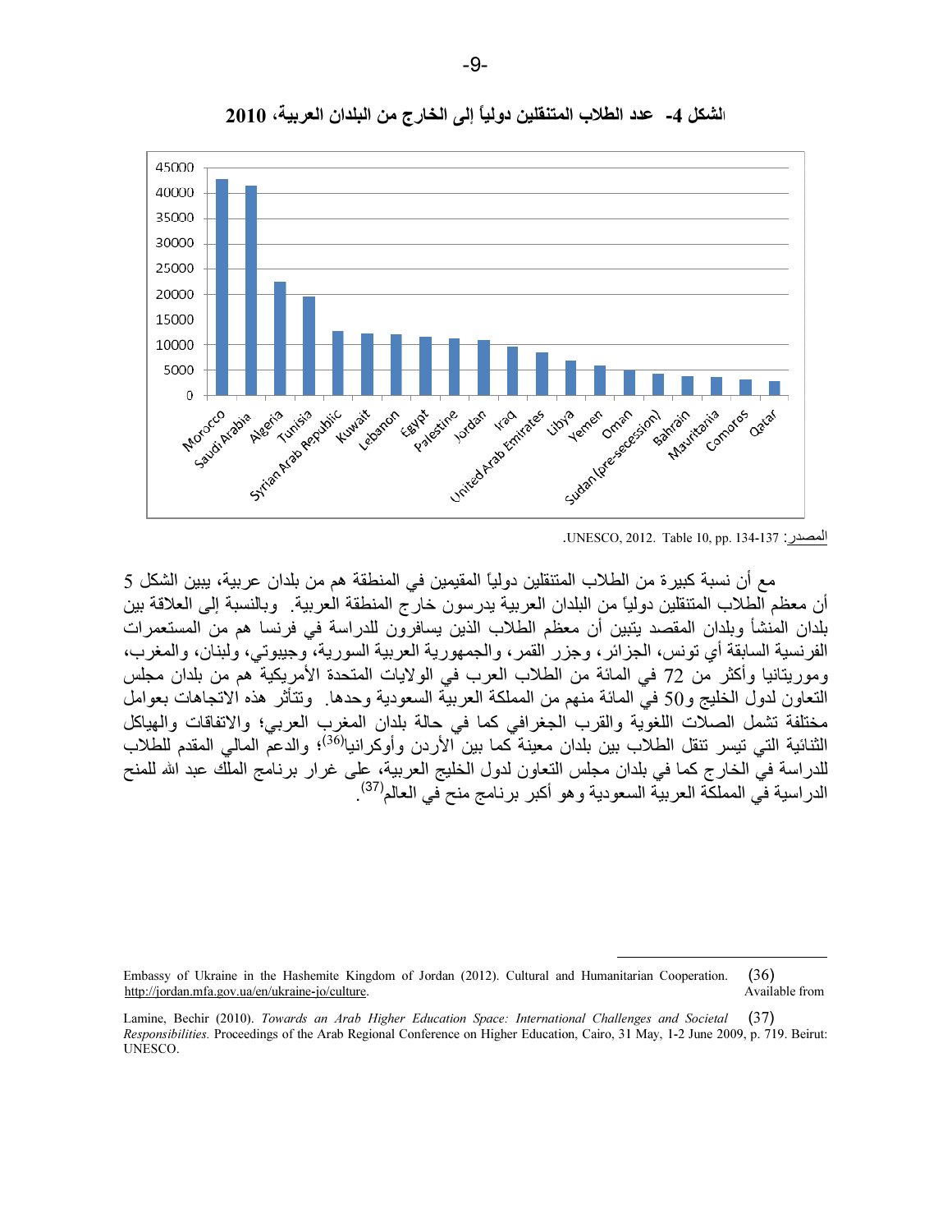الشكل 4- عدد الطلاب المتنقلين دولياً إلى الخارج من البلدان العربية، 2010

المصدر: UNESCO, 2012. Table 10, pp. 134-137.

مع أن نسبة كبيرة من الطلاب المتنقلين دولياً المقيمين في المنطقة هم من بلدان عربية، يبين الشكل 5 أن معظم الطلاب المتنقلين دولياً من البلدان العربية يدرسون خارج المنطقة العربية. وبالنسبة إلى العلاقة بين بلدان المنشأ وبلدان المقصد يتبين أن معظم الطلاب الذين يسافرون للدراسة في فرنسا هم من المستعمرات الفرنسية السابقة أي تونس، الجزائر، وجزر القمر، والجمهورية العربية السورية، وجيبوتي، ولبنان، والمغرب، وموريتانيا وأكثر من 72 في المائة من الطلاب العرب في الولايات المتحدة الأمريكية هم من بلدان مجلس التعاون لدول الخليج و50 في المائة منهم من المملكة العربية السعودية وحدها. وتتأثر هذه الاتجاهات بعوامل مختلفة تشمل الصلات اللغوية والقرب الجغرافي كما في حالة بلدان المغرب العربي؛ والاتفاقات والهياكل الثنائية التي تيسر تنقل الطلاب بين بلدان معينة كما بين الأردن وأوكرانيا[36]؛ والدعم المالي المقدم للطلاب للدراسة في الخارج كما في بلدان مجلس التعاون لدول الخليج العربية، على غرار برنامج الملك عبد الله للمنح الدراسية في المملكة العربية السعودية وهو أكبر برنامج منح في العالم[37].

---

(36) Embassy of Ukraine in the Hashemite Kingdom of Jordan (2012). Cultural and Humanitarian Cooperation. Available from http://jordan.mfa.gov.ua/en/ukraine-jo/culture.

(37) Lamine, Bechir (2010). *Towards an Arab Higher Education Space: International Challenges and Societal Responsibilities.* Proceedings of the Arab Regional Conference on Higher Education, Cairo, 31 May, 1-2 June 2009, p. 719. Beirut: UNESCO.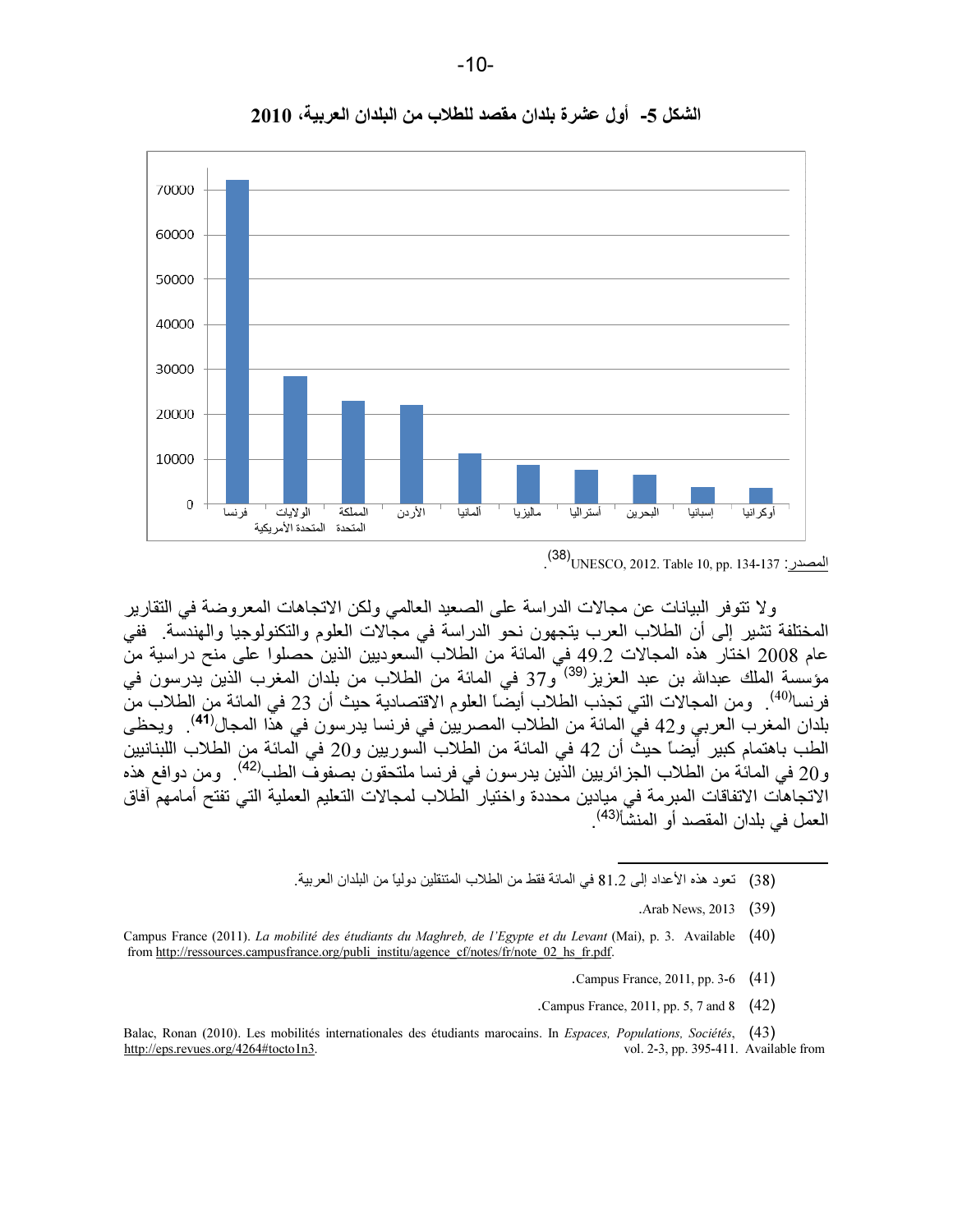**الشكل 5- أول عشرة بلدان مقصد للطلاب من البلدان العربية، 2010**

| البلد | عدد الطلاب (تقريبي) |
|---|---|
| فرنسا | 72000 |
| الولايات المتحدة الأمريكية | 28500 |
| المملكة المتحدة | 23000 |
| الأردن | 22000 |
| ألمانيا | 11000 |
| ماليزيا | 8500 |
| أستراليا | 7500 |
| البحرين | 6500 |
| إسبانيا | 3500 |
| أوكرانيا | 3500 |

المصدر: UNESCO, 2012. Table 10, pp. 134-137 (38).

ولا تتوفر البيانات عن مجالات الدراسة على الصعيد العالمي ولكن الاتجاهات المعروضة في التقارير المختلفة تشير إلى أن الطلاب العرب يتجهون نحو الدراسة في مجالات العلوم والتكنولوجيا والهندسة. ففي عام 2008 اختار هذه المجالات 49.2 في المائة من الطلاب السعوديين الذين حصلوا على منح دراسية من مؤسسة الملك عبدالله بن عبد العزيز(39) و37 في المائة من الطلاب من بلدان المغرب الذين يدرسون في فرنسا(40). ومن المجالات التي تجذب الطلاب أيضاً العلوم الاقتصادية حيث أن 23 في المائة من الطلاب من بلدان المغرب العربي و42 في المائة من الطلاب المصريين في فرنسا يدرسون في هذا المجال(**41**). ويحظى الطب باهتمام كبير أيضاً حيث أن 42 في المائة من الطلاب السوريين و20 في المائة من الطلاب اللبنانيين و20 في المائة من الطلاب الجزائريين الذين يدرسون في فرنسا ملتحقون بصفوف الطب(42). ومن دوافع هذه الاتجاهات الاتفاقات المبرمة في ميادين محددة واختيار الطلاب لمجالات التعليم العملية التي تفتح أمامهم آفاق العمل في بلدان المقصد أو المنشأ(43).

---

(38) تعود هذه الأعداد إلى 81.2 في المائة فقط من الطلاب المتنقلين دولياً من البلدان العربية.

(39) Arab News, 2013.

(40) Campus France (2011). *La mobilité des étudiants du Maghreb, de l'Egypte et du Levant* (Mai), p. 3. Available from http://ressources.campusfrance.org/publi_institu/agence_cf/notes/fr/note_02_hs_fr.pdf.

(41) Campus France, 2011, pp. 3-6.

(42) Campus France, 2011, pp. 5, 7 and 8.

(43) Balac, Ronan (2010). Les mobilités internationales des étudiants marocains. In *Espaces, Populations, Sociétés*, vol. 2-3, pp. 395-411. Available from http://eps.revues.org/4264#tocto1n3.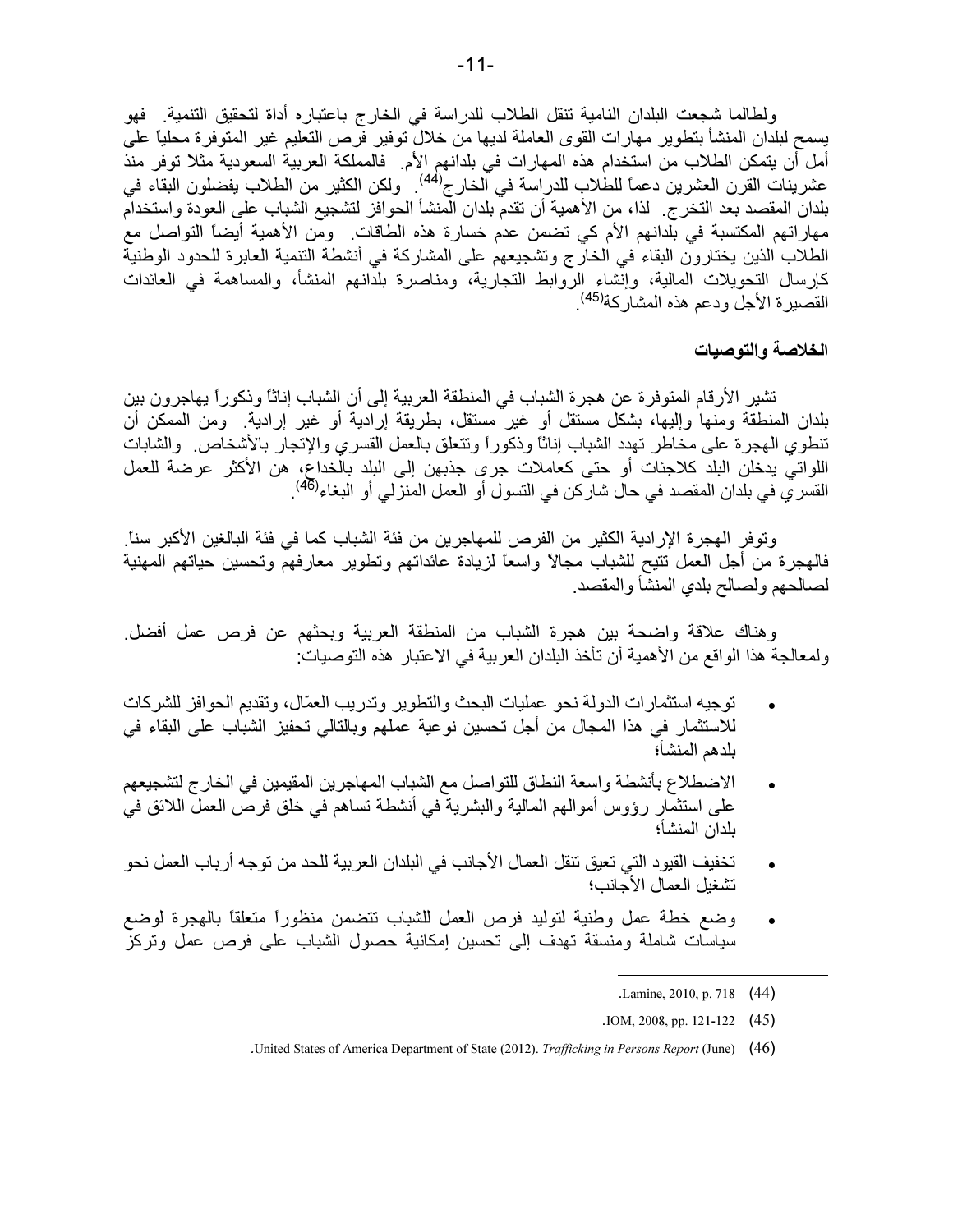ولطالما شجعت البلدان النامية تنقل الطلاب للدراسة في الخارج باعتباره أداة لتحقيق التنمية. فهو يسمح لبلدان المنشأ بتطوير مهارات القوى العاملة لديها من خلال توفير فرص التعليم غير المتوفرة محلياً على أمل أن يتمكن الطلاب من استخدام هذه المهارات في بلدانهم الأم. فالمملكة العربية السعودية مثلاً توفر منذ عشرينات القرن العشرين دعماً للطلاب للدراسة في الخارج[44]. ولكن الكثير من الطلاب يفضلون البقاء في بلدان المقصد بعد التخرج. لذا، من الأهمية أن تقدم بلدان المنشأ الحوافز لتشجيع الشباب على العودة واستخدام مهاراتهم المكتسبة في بلدانهم الأم كي تضمن عدم خسارة هذه الطاقات. ومن الأهمية أيضاً التواصل مع الطلاب الذين يختارون البقاء في الخارج وتشجيعهم على المشاركة في أنشطة التنمية العابرة للحدود الوطنية كإرسال التحويلات المالية، وإنشاء الروابط التجارية، ومناصرة بلدانهم المنشأ، والمساهمة في العائدات القصيرة الأجل ودعم هذه المشاركة[45].

## الخلاصة والتوصيات

تشير الأرقام المتوفرة عن هجرة الشباب في المنطقة العربية إلى أن الشباب إناثاً وذكوراً يهاجرون بين بلدان المنطقة ومنها وإليها، بشكل مستقل أو غير مستقل، بطريقة إرادية أو غير إرادية. ومن الممكن أن تنطوي الهجرة على مخاطر تهدد الشباب إناثاً وذكوراً وتتعلق بالعمل القسري والإتجار بالأشخاص. والشابات اللواتي يدخلن البلد كلاجئات أو حتى كعاملات جرى جذبهن إلى البلد بالخداع، هن الأكثر عرضة للعمل القسري في بلدان المقصد في حال شاركن في التسول أو العمل المنزلي أو البغاء[46].

وتوفر الهجرة الإرادية الكثير من الفرص للمهاجرين من فئة الشباب كما في فئة البالغين الأكبر سناً. فالهجرة من أجل العمل تتيح للشباب مجالاً واسعاً لزيادة عائداتهم وتطوير معارفهم وتحسين حياتهم المهنية لصالحهم ولصالح بلدي المنشأ والمقصد.

وهناك علاقة واضحة بين هجرة الشباب من المنطقة العربية وبحثهم عن فرص عمل أفضل. ولمعالجة هذا الواقع من الأهمية أن تأخذ البلدان العربية في الاعتبار هذه التوصيات:

- توجيه استثمارات الدولة نحو عمليات البحث والتطوير وتدريب العمّال، وتقديم الحوافز للشركات للاستثمار في هذا المجال من أجل تحسين نوعية عملهم وبالتالي تحفيز الشباب على البقاء في بلدهم المنشأ؛
- الاضطلاع بأنشطة واسعة النطاق للتواصل مع الشباب المهاجرين المقيمين في الخارج لتشجيعهم على استثمار رؤوس أموالهم المالية والبشرية في أنشطة تساهم في خلق فرص العمل اللائق في بلدان المنشأ؛
- تخفيف القيود التي تعيق تنقل العمال الأجانب في البلدان العربية للحد من توجه أرباب العمل نحو تشغيل العمال الأجانب؛
- وضع خطة عمل وطنية لتوليد فرص العمل للشباب تتضمن منظوراً متعلقاً بالهجرة لوضع سياسات شاملة ومنسقة تهدف إلى تحسين إمكانية حصول الشباب على فرص عمل وتركز

---

(44) Lamine, 2010, p. 718.

(45) IOM, 2008, pp. 121-122.

(46) United States of America Department of State (2012). *Trafficking in Persons Report* (June).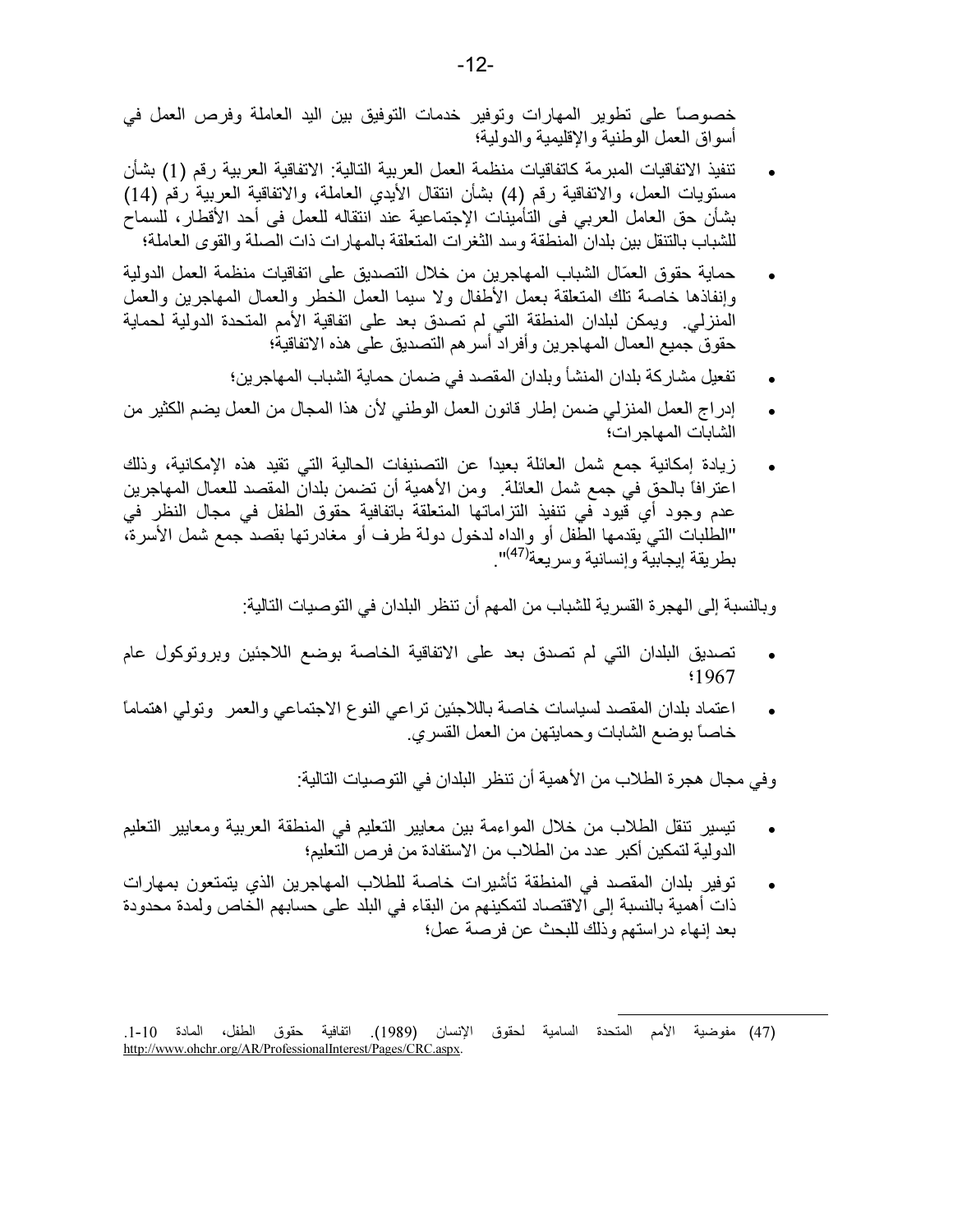خصوصاً على تطوير المهارات وتوفير خدمات التوفيق بين اليد العاملة وفرص العمل في أسواق العمل الوطنية والإقليمية والدولية؛

- تنفيذ الاتفاقيات المبرمة كاتفاقيات منظمة العمل العربية التالية: الاتفاقية العربية رقم (1) بشأن مستويات العمل، والاتفاقية رقم (4) بشأن انتقال الأيدي العاملة، والاتفاقية العربية رقم (14) بشأن حق العامل العربي فى التأمينات الإجتماعية عند انتقاله للعمل فى أحد الأقطار، للسماح للشباب بالتنقل بين بلدان المنطقة وسد الثغرات المتعلقة بالمهارات ذات الصلة والقوى العاملة؛
- حماية حقوق العمّال الشباب المهاجرين من خلال التصديق على اتفاقيات منظمة العمل الدولية وإنفاذها خاصة تلك المتعلقة بعمل الأطفال ولا سيما العمل الخطر والعمال المهاجرين والعمل المنزلي. ويمكن لبلدان المنطقة التي لم تصدق بعد على اتفاقية الأمم المتحدة الدولية لحماية حقوق جميع العمال المهاجرين وأفراد أسرهم التصديق على هذه الاتفاقية؛
- تفعيل مشاركة بلدان المنشأ وبلدان المقصد في ضمان حماية الشباب المهاجرين؛
- إدراج العمل المنزلي ضمن إطار قانون العمل الوطني لأن هذا المجال من العمل يضم الكثير من الشابات المهاجرات؛
- زيادة إمكانية جمع شمل العائلة بعيداً عن التصنيفات الحالية التي تقيد هذه الإمكانية، وذلك اعترافاً بالحق في جمع شمل العائلة. ومن الأهمية أن تضمن بلدان المقصد للعمال المهاجرين عدم وجود أي قيود في تنفيذ التزاماتها المتعلقة باتفاقية حقوق الطفل في مجال النظر في "الطلبات التي يقدمها الطفل أو والداه لدخول دولة طرف أو مغادرتها بقصد جمع شمل الأسرة، بطريقة إيجابية وإنسانية وسريعة[47]".

وبالنسبة إلى الهجرة القسرية للشباب من المهم أن تنظر البلدان في التوصيات التالية:

- تصديق البلدان التي لم تصدق بعد على الاتفاقية الخاصة بوضع اللاجئين وبروتوكول عام 1967؛
- اعتماد بلدان المقصد لسياسات خاصة باللاجئين تراعي النوع الاجتماعي والعمر وتولي اهتماماً خاصاً بوضع الشابات وحمايتهن من العمل القسري.

وفي مجال هجرة الطلاب من الأهمية أن تنظر البلدان في التوصيات التالية:

- تيسير تنقل الطلاب من خلال المواءمة بين معايير التعليم في المنطقة العربية ومعايير التعليم الدولية لتمكين أكبر عدد من الطلاب من الاستفادة من فرص التعليم؛
- توفير بلدان المقصد في المنطقة تأشيرات خاصة للطلاب المهاجرين الذي يتمتعون بمهارات ذات أهمية بالنسبة إلى الاقتصاد لتمكينهم من البقاء في البلد على حسابهم الخاص ولمدة محدودة بعد إنهاء دراستهم وذلك للبحث عن فرصة عمل؛

---

(47) مفوضية الأمم المتحدة السامية لحقوق الإنسان (1989). اتفاقية حقوق الطفل، المادة 10-1. http://www.ohchr.org/AR/ProfessionalInterest/Pages/CRC.aspx.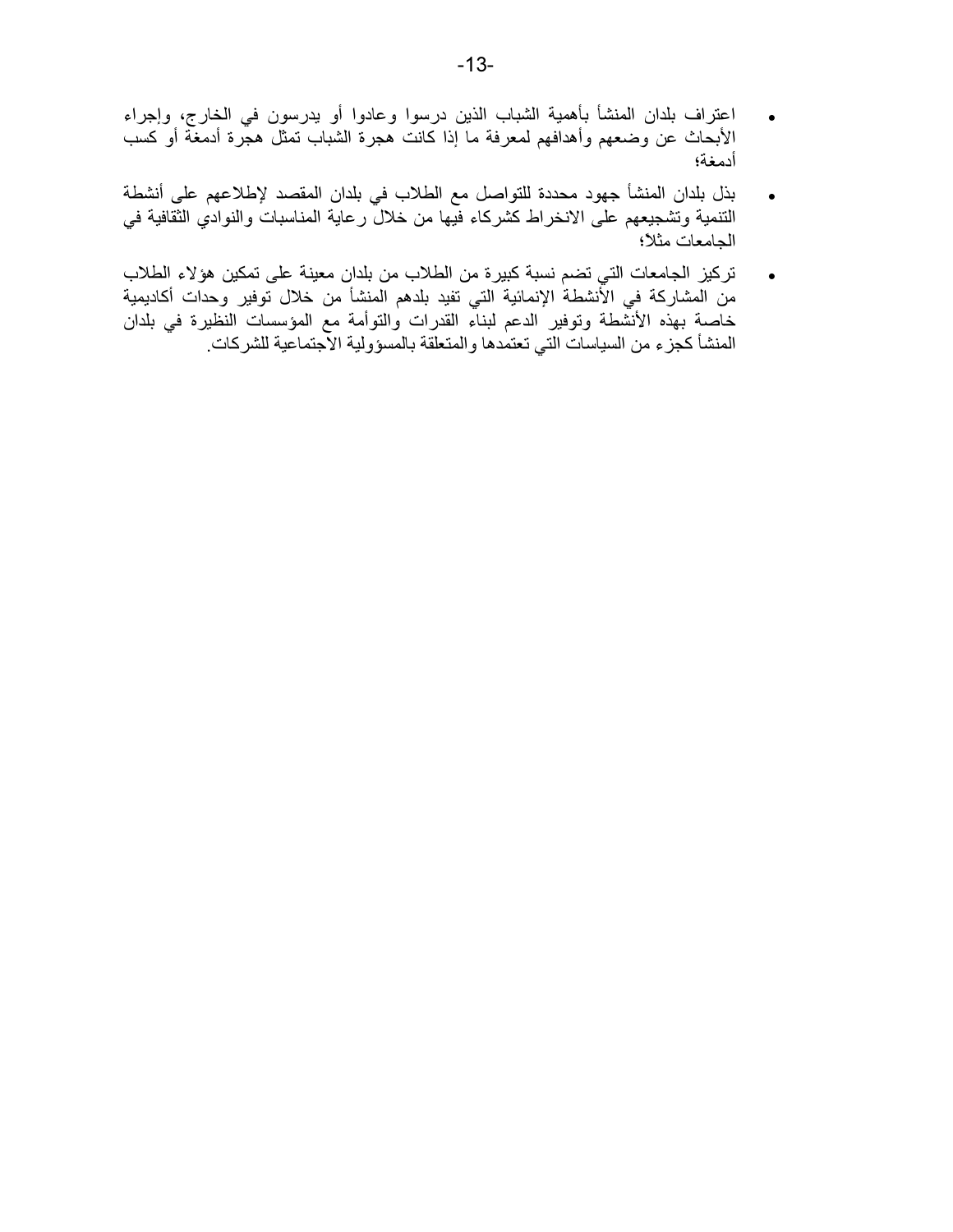- اعتراف بلدان المنشأ بأهمية الشباب الذين درسوا وعادوا أو يدرسون في الخارج، وإجراء الأبحاث عن وضعهم وأهدافهم لمعرفة ما إذا كانت هجرة الشباب تمثل هجرة أدمغة أو كسب أدمغة؛

- بذل بلدان المنشأ جهود محددة للتواصل مع الطلاب في بلدان المقصد لإطلاعهم على أنشطة التنمية وتشجيعهم على الانخراط كشركاء فيها من خلال رعاية المناسبات والنوادي الثقافية في الجامعات مثلاً؛

- تركيز الجامعات التي تضم نسبة كبيرة من الطلاب من بلدان معينة على تمكين هؤلاء الطلاب من المشاركة في الأنشطة الإنمائية التي تفيد بلدهم المنشأ من خلال توفير وحدات أكاديمية خاصة بهذه الأنشطة وتوفير الدعم لبناء القدرات والتوأمة مع المؤسسات النظيرة في بلدان المنشأ كجزء من السياسات التي تعتمدها والمتعلقة بالمسؤولية الاجتماعية للشركات.